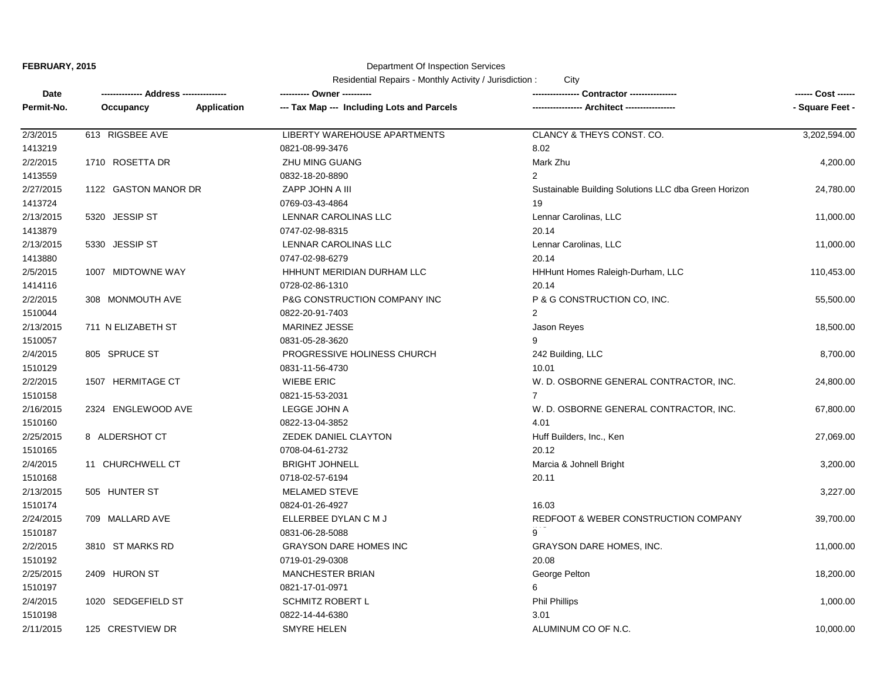**FEBRUARY, 2015**

Department Of Inspection Services

Residential Repairs - Monthly Activity / Jurisdiction : City

| Date<br>Permit-No. | ------------- Address --------------<br>Occupancy | Application | ---------- Owner ----------<br>--- Tax Map --- Including Lots and Parcels | --------------- Contractor ---------------<br>---------------- Architect ---------------- | ------ Cost ------<br>- Square Feet - |
|---|---|---|---|---|---|
| 2/3/2015 | 613 RIGSBEE AVE | | LIBERTY WAREHOUSE APARTMENTS | CLANCY & THEYS CONST. CO. | 3,202,594.00 |
| 1413219 | | | 0821-08-99-3476 | 8.02 | |
| 2/2/2015 | 1710 ROSETTA DR | | ZHU MING GUANG | Mark Zhu | 4,200.00 |
| 1413559 | | | 0832-18-20-8890 | 2 | |
| 2/27/2015 | 1122 GASTON MANOR DR | | ZAPP JOHN A III | Sustainable Building Solutions LLC dba Green Horizon | 24,780.00 |
| 1413724 | | | 0769-03-43-4864 | 19 | |
| 2/13/2015 | 5320 JESSIP ST | | LENNAR CAROLINAS LLC | Lennar Carolinas, LLC | 11,000.00 |
| 1413879 | | | 0747-02-98-8315 | 20.14 | |
| 2/13/2015 | 5330 JESSIP ST | | LENNAR CAROLINAS LLC | Lennar Carolinas, LLC | 11,000.00 |
| 1413880 | | | 0747-02-98-6279 | 20.14 | |
| 2/5/2015 | 1007 MIDTOWNE WAY | | HHHUNT MERIDIAN DURHAM LLC | HHHunt Homes Raleigh-Durham, LLC | 110,453.00 |
| 1414116 | | | 0728-02-86-1310 | 20.14 | |
| 2/2/2015 | 308 MONMOUTH AVE | | P&G CONSTRUCTION COMPANY INC | P & G CONSTRUCTION CO, INC. | 55,500.00 |
| 1510044 | | | 0822-20-91-7403 | 2 | |
| 2/13/2015 | 711 N ELIZABETH ST | | MARINEZ JESSE | Jason Reyes | 18,500.00 |
| 1510057 | | | 0831-05-28-3620 | 9 | |
| 2/4/2015 | 805 SPRUCE ST | | PROGRESSIVE HOLINESS CHURCH | 242 Building, LLC | 8,700.00 |
| 1510129 | | | 0831-11-56-4730 | 10.01 | |
| 2/2/2015 | 1507 HERMITAGE CT | | WIEBE ERIC | W. D. OSBORNE GENERAL CONTRACTOR, INC. | 24,800.00 |
| 1510158 | | | 0821-15-53-2031 | 7 | |
| 2/16/2015 | 2324 ENGLEWOOD AVE | | LEGGE JOHN A | W. D. OSBORNE GENERAL CONTRACTOR, INC. | 67,800.00 |
| 1510160 | | | 0822-13-04-3852 | 4.01 | |
| 2/25/2015 | 8 ALDERSHOT CT | | ZEDEK DANIEL CLAYTON | Huff Builders, Inc., Ken | 27,069.00 |
| 1510165 | | | 0708-04-61-2732 | 20.12 | |
| 2/4/2015 | 11 CHURCHWELL CT | | BRIGHT JOHNELL | Marcia & Johnell Bright | 3,200.00 |
| 1510168 | | | 0718-02-57-6194 | 20.11 | |
| 2/13/2015 | 505 HUNTER ST | | MELAMED STEVE | | 3,227.00 |
| 1510174 | | | 0824-01-26-4927 | 16.03 | |
| 2/24/2015 | 709 MALLARD AVE | | ELLERBEE DYLAN C M J | REDFOOT & WEBER CONSTRUCTION COMPANY | 39,700.00 |
| 1510187 | | | 0831-06-28-5088 | 9 | |
| 2/2/2015 | 3810 ST MARKS RD | | GRAYSON DARE HOMES INC | GRAYSON DARE HOMES, INC. | 11,000.00 |
| 1510192 | | | 0719-01-29-0308 | 20.08 | |
| 2/25/2015 | 2409 HURON ST | | MANCHESTER BRIAN | George Pelton | 18,200.00 |
| 1510197 | | | 0821-17-01-0971 | 6 | |
| 2/4/2015 | 1020 SEDGEFIELD ST | | SCHMITZ ROBERT L | Phil Phillips | 1,000.00 |
| 1510198 | | | 0822-14-44-6380 | 3.01 | |
| 2/11/2015 | 125 CRESTVIEW DR | | SMYRE HELEN | ALUMINUM CO OF N.C. | 10,000.00 |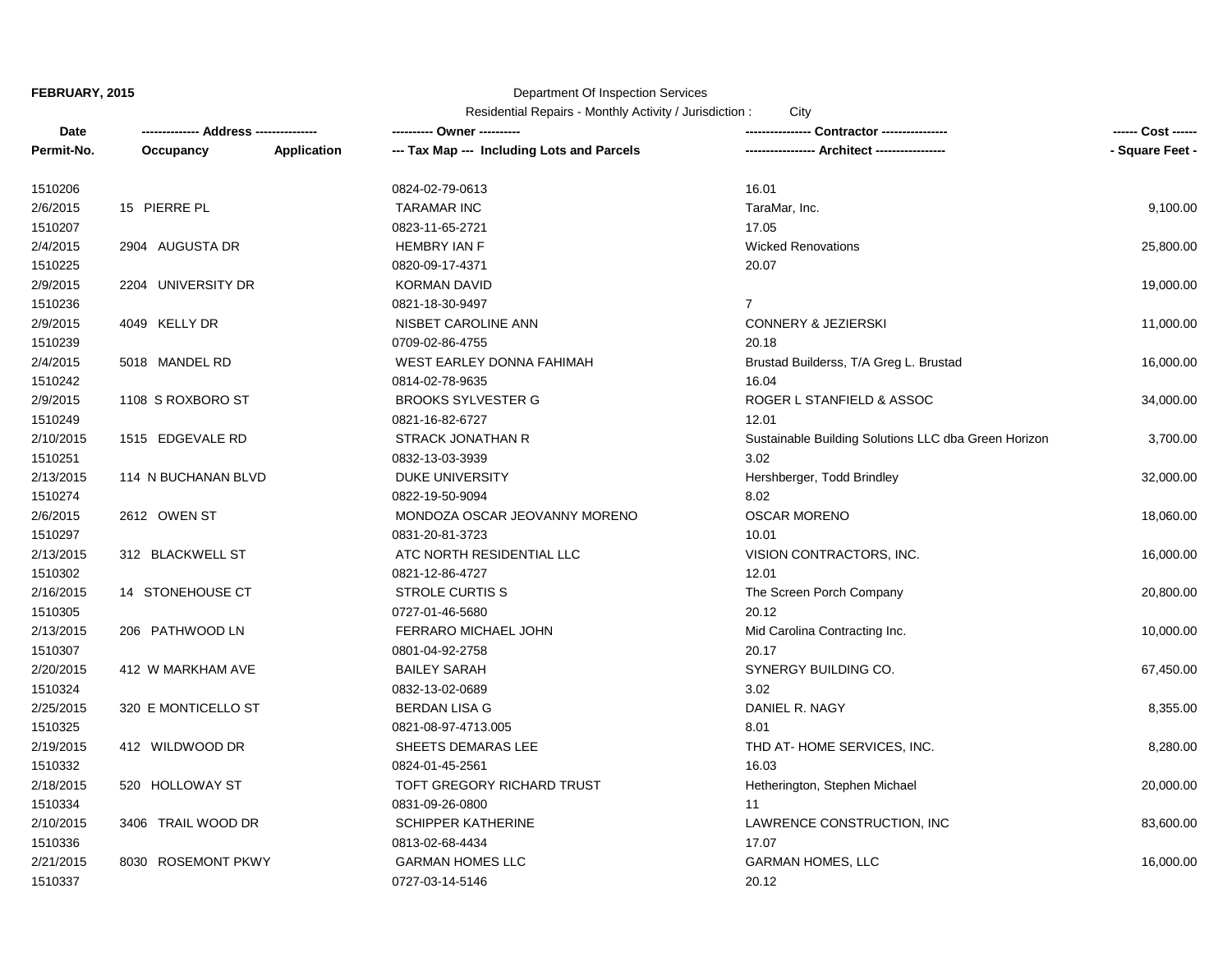**FEBRUARY, 2015**

Department Of Inspection Services

Residential Repairs - Monthly Activity / Jurisdiction : City

| Date<br>Permit-No. | ------------- Address --------------<br>Occupancy | Application | ---------- Owner ----------<br>--- Tax Map --- Including Lots and Parcels | ---------------- Contractor ----------------<br>----------------- Architect ----------------- | ------ Cost ------<br>- Square Feet - |
|---|---|---|---|---|---|
| 1510206 | | | 0824-02-79-0613 | 16.01 | |
| 2/6/2015 | 15 PIERRE PL | | TARAMAR INC | TaraMar, Inc. | 9,100.00 |
| 1510207 | | | 0823-11-65-2721 | 17.05 | |
| 2/4/2015 | 2904 AUGUSTA DR | | HEMBRY IAN F | Wicked Renovations | 25,800.00 |
| 1510225 | | | 0820-09-17-4371 | 20.07 | |
| 2/9/2015 | 2204 UNIVERSITY DR | | KORMAN DAVID | | 19,000.00 |
| 1510236 | | | 0821-18-30-9497 | 7 | |
| 2/9/2015 | 4049 KELLY DR | | NISBET CAROLINE ANN | CONNERY & JEZIERSKI | 11,000.00 |
| 1510239 | | | 0709-02-86-4755 | 20.18 | |
| 2/4/2015 | 5018 MANDEL RD | | WEST EARLEY DONNA FAHIMAH | Brustad Builderss, T/A Greg L. Brustad | 16,000.00 |
| 1510242 | | | 0814-02-78-9635 | 16.04 | |
| 2/9/2015 | 1108 S ROXBORO ST | | BROOKS SYLVESTER G | ROGER L STANFIELD & ASSOC | 34,000.00 |
| 1510249 | | | 0821-16-82-6727 | 12.01 | |
| 2/10/2015 | 1515 EDGEVALE RD | | STRACK JONATHAN R | Sustainable Building Solutions LLC dba Green Horizon | 3,700.00 |
| 1510251 | | | 0832-13-03-3939 | 3.02 | |
| 2/13/2015 | 114 N BUCHANAN BLVD | | DUKE UNIVERSITY | Hershberger, Todd Brindley | 32,000.00 |
| 1510274 | | | 0822-19-50-9094 | 8.02 | |
| 2/6/2015 | 2612 OWEN ST | | MONDOZA OSCAR JEOVANNY MORENO | OSCAR MORENO | 18,060.00 |
| 1510297 | | | 0831-20-81-3723 | 10.01 | |
| 2/13/2015 | 312 BLACKWELL ST | | ATC NORTH RESIDENTIAL LLC | VISION CONTRACTORS, INC. | 16,000.00 |
| 1510302 | | | 0821-12-86-4727 | 12.01 | |
| 2/16/2015 | 14 STONEHOUSE CT | | STROLE CURTIS S | The Screen Porch Company | 20,800.00 |
| 1510305 | | | 0727-01-46-5680 | 20.12 | |
| 2/13/2015 | 206 PATHWOOD LN | | FERRARO MICHAEL JOHN | Mid Carolina Contracting Inc. | 10,000.00 |
| 1510307 | | | 0801-04-92-2758 | 20.17 | |
| 2/20/2015 | 412 W MARKHAM AVE | | BAILEY SARAH | SYNERGY BUILDING CO. | 67,450.00 |
| 1510324 | | | 0832-13-02-0689 | 3.02 | |
| 2/25/2015 | 320 E MONTICELLO ST | | BERDAN LISA G | DANIEL R. NAGY | 8,355.00 |
| 1510325 | | | 0821-08-97-4713.005 | 8.01 | |
| 2/19/2015 | 412 WILDWOOD DR | | SHEETS DEMARAS LEE | THD AT- HOME SERVICES, INC. | 8,280.00 |
| 1510332 | | | 0824-01-45-2561 | 16.03 | |
| 2/18/2015 | 520 HOLLOWAY ST | | TOFT GREGORY RICHARD TRUST | Hetherington, Stephen Michael | 20,000.00 |
| 1510334 | | | 0831-09-26-0800 | 11 | |
| 2/10/2015 | 3406 TRAIL WOOD DR | | SCHIPPER KATHERINE | LAWRENCE CONSTRUCTION, INC | 83,600.00 |
| 1510336 | | | 0813-02-68-4434 | 17.07 | |
| 2/21/2015 | 8030 ROSEMONT PKWY | | GARMAN HOMES LLC | GARMAN HOMES, LLC | 16,000.00 |
| 1510337 | | | 0727-03-14-5146 | 20.12 | |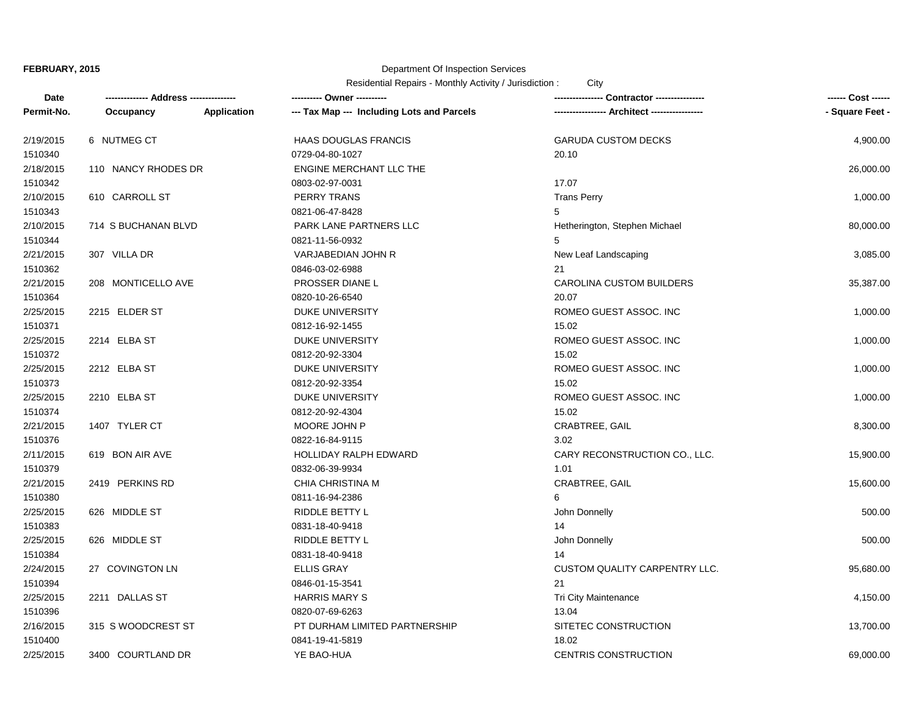**FEBRUARY, 2015**

Department Of Inspection Services

Residential Repairs - Monthly Activity / Jurisdiction : City

| Date<br>Permit-No. | ------------- Address --------------<br>Occupancy Application | ---------- Owner ----------<br>--- Tax Map --- Including Lots and Parcels | --------------- Contractor ---------------<br>---------------- Architect ---------------- | ------ Cost ------<br>- Square Feet - |
|---|---|---|---|---|
| 2/19/2015<br>1510340 | 6 NUTMEG CT | HAAS DOUGLAS FRANCIS<br>0729-04-80-1027 | GARUDA CUSTOM DECKS<br>20.10 | 4,900.00 |
| 2/18/2015<br>1510342 | 110 NANCY RHODES DR | ENGINE MERCHANT LLC THE<br>0803-02-97-0031 | <br>17.07 | 26,000.00 |
| 2/10/2015<br>1510343 | 610 CARROLL ST | PERRY TRANS<br>0821-06-47-8428 | Trans Perry<br>5 | 1,000.00 |
| 2/10/2015<br>1510344 | 714 S BUCHANAN BLVD | PARK LANE PARTNERS LLC<br>0821-11-56-0932 | Hetherington, Stephen Michael<br>5 | 80,000.00 |
| 2/21/2015<br>1510362 | 307 VILLA DR | VARJABEDIAN JOHN R<br>0846-03-02-6988 | New Leaf Landscaping<br>21 | 3,085.00 |
| 2/21/2015<br>1510364 | 208 MONTICELLO AVE | PROSSER DIANE L<br>0820-10-26-6540 | CAROLINA CUSTOM BUILDERS<br>20.07 | 35,387.00 |
| 2/25/2015<br>1510371 | 2215 ELDER ST | DUKE UNIVERSITY<br>0812-16-92-1455 | ROMEO GUEST ASSOC. INC<br>15.02 | 1,000.00 |
| 2/25/2015<br>1510372 | 2214 ELBA ST | DUKE UNIVERSITY<br>0812-20-92-3304 | ROMEO GUEST ASSOC. INC<br>15.02 | 1,000.00 |
| 2/25/2015<br>1510373 | 2212 ELBA ST | DUKE UNIVERSITY<br>0812-20-92-3354 | ROMEO GUEST ASSOC. INC<br>15.02 | 1,000.00 |
| 2/25/2015<br>1510374 | 2210 ELBA ST | DUKE UNIVERSITY<br>0812-20-92-4304 | ROMEO GUEST ASSOC. INC<br>15.02 | 1,000.00 |
| 2/21/2015<br>1510376 | 1407 TYLER CT | MOORE JOHN P<br>0822-16-84-9115 | CRABTREE, GAIL<br>3.02 | 8,300.00 |
| 2/11/2015<br>1510379 | 619 BON AIR AVE | HOLLIDAY RALPH EDWARD<br>0832-06-39-9934 | CARY RECONSTRUCTION CO., LLC.<br>1.01 | 15,900.00 |
| 2/21/2015<br>1510380 | 2419 PERKINS RD | CHIA CHRISTINA M<br>0811-16-94-2386 | CRABTREE, GAIL<br>6 | 15,600.00 |
| 2/25/2015<br>1510383 | 626 MIDDLE ST | RIDDLE BETTY L<br>0831-18-40-9418 | John Donnelly<br>14 | 500.00 |
| 2/25/2015<br>1510384 | 626 MIDDLE ST | RIDDLE BETTY L<br>0831-18-40-9418 | John Donnelly<br>14 | 500.00 |
| 2/24/2015<br>1510394 | 27 COVINGTON LN | ELLIS GRAY<br>0846-01-15-3541 | CUSTOM QUALITY CARPENTRY LLC.<br>21 | 95,680.00 |
| 2/25/2015<br>1510396 | 2211 DALLAS ST | HARRIS MARY S<br>0820-07-69-6263 | Tri City Maintenance<br>13.04 | 4,150.00 |
| 2/16/2015<br>1510400 | 315 S WOODCREST ST | PT DURHAM LIMITED PARTNERSHIP<br>0841-19-41-5819 | SITETEC CONSTRUCTION<br>18.02 | 13,700.00 |
| 2/25/2015 | 3400 COURTLAND DR | YE BAO-HUA | CENTRIS CONSTRUCTION | 69,000.00 |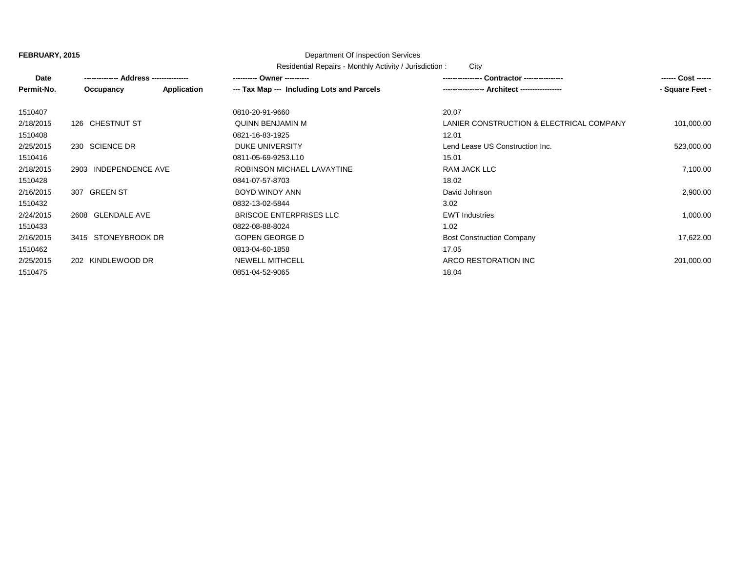**FEBRUARY, 2015**

Department Of Inspection Services

Residential Repairs - Monthly Activity / Jurisdiction : City

| Date | ------------- Address -------------- | | ---------- Owner ---------- | ---------------- Contractor ---------------- | ------ Cost ------ |
|---|---|---|---|---|---|
| **Permit-No.** | **Occupancy** | **Application** | **--- Tax Map --- Including Lots and Parcels** | **----------------- Architect -----------------** | **- Square Feet -** |
| 1510407 | | | 0810-20-91-9660 | 20.07 | |
| 2/18/2015 | 126 CHESTNUT ST | | QUINN BENJAMIN M | LANIER CONSTRUCTION & ELECTRICAL COMPANY | 101,000.00 |
| 1510408 | | | 0821-16-83-1925 | 12.01 | |
| 2/25/2015 | 230 SCIENCE DR | | DUKE UNIVERSITY | Lend Lease US Construction Inc. | 523,000.00 |
| 1510416 | | | 0811-05-69-9253.L10 | 15.01 | |
| 2/18/2015 | 2903 INDEPENDENCE AVE | | ROBINSON MICHAEL LAVAYTINE | RAM JACK LLC | 7,100.00 |
| 1510428 | | | 0841-07-57-8703 | 18.02 | |
| 2/16/2015 | 307 GREEN ST | | BOYD WINDY ANN | David Johnson | 2,900.00 |
| 1510432 | | | 0832-13-02-5844 | 3.02 | |
| 2/24/2015 | 2608 GLENDALE AVE | | BRISCOE ENTERPRISES LLC | EWT Industries | 1,000.00 |
| 1510433 | | | 0822-08-88-8024 | 1.02 | |
| 2/16/2015 | 3415 STONEYBROOK DR | | GOPEN GEORGE D | Bost Construction Company | 17,622.00 |
| 1510462 | | | 0813-04-60-1858 | 17.05 | |
| 2/25/2015 | 202 KINDLEWOOD DR | | NEWELL MITHCELL | ARCO RESTORATION INC | 201,000.00 |
| 1510475 | | | 0851-04-52-9065 | 18.04 | |